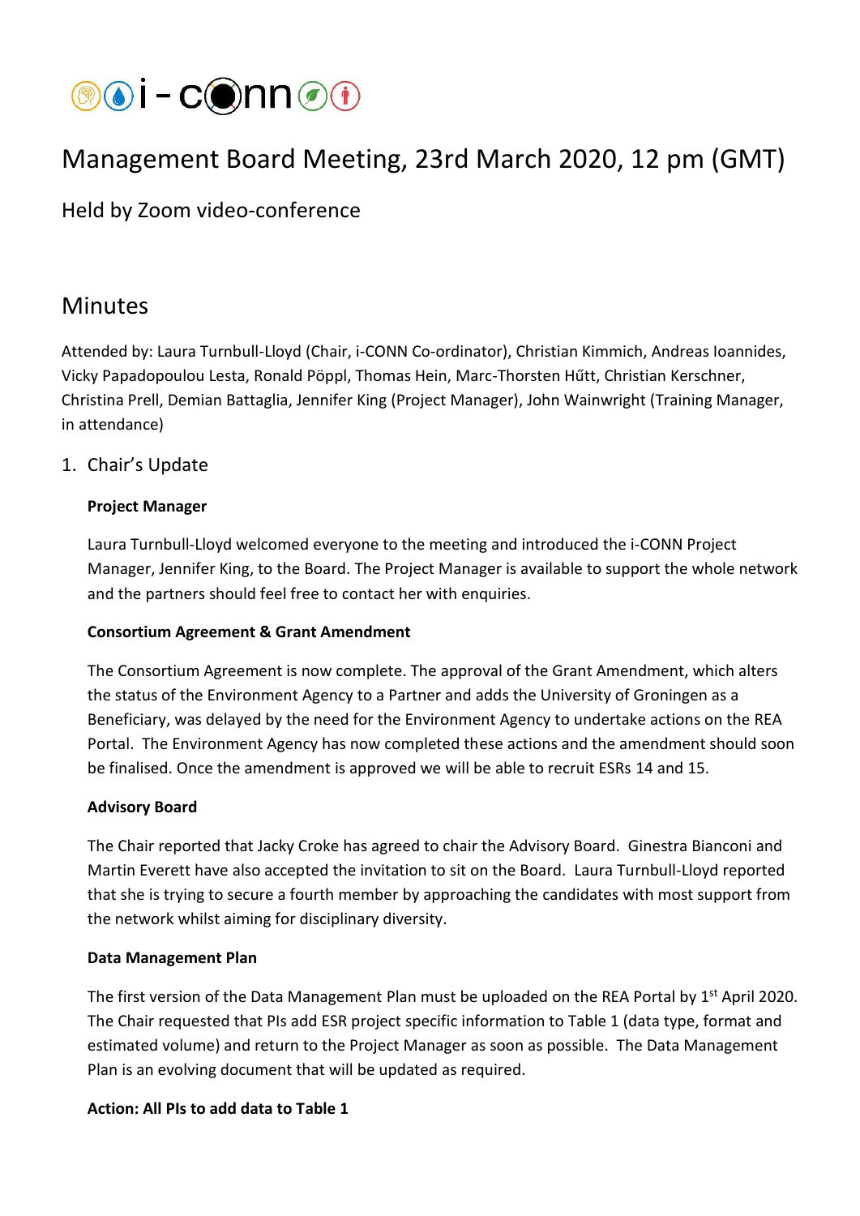i-CONN

# Management Board Meeting, 23rd March 2020, 12 pm (GMT)

Held by Zoom video-conference

## Minutes

Attended by: Laura Turnbull-Lloyd (Chair, i-CONN Co-ordinator), Christian Kimmich, Andreas Ioannides, Vicky Papadopoulou Lesta, Ronald Pöppl, Thomas Hein, Marc-Thorsten Hűtt, Christian Kerschner, Christina Prell, Demian Battaglia, Jennifer King (Project Manager), John Wainwright (Training Manager, in attendance)

1. Chair's Update

**Project Manager**

Laura Turnbull-Lloyd welcomed everyone to the meeting and introduced the i-CONN Project Manager, Jennifer King, to the Board. The Project Manager is available to support the whole network and the partners should feel free to contact her with enquiries.

**Consortium Agreement & Grant Amendment**

The Consortium Agreement is now complete. The approval of the Grant Amendment, which alters the status of the Environment Agency to a Partner and adds the University of Groningen as a Beneficiary, was delayed by the need for the Environment Agency to undertake actions on the REA Portal. The Environment Agency has now completed these actions and the amendment should soon be finalised. Once the amendment is approved we will be able to recruit ESRs 14 and 15.

**Advisory Board**

The Chair reported that Jacky Croke has agreed to chair the Advisory Board. Ginestra Bianconi and Martin Everett have also accepted the invitation to sit on the Board. Laura Turnbull-Lloyd reported that she is trying to secure a fourth member by approaching the candidates with most support from the network whilst aiming for disciplinary diversity.

**Data Management Plan**

The first version of the Data Management Plan must be uploaded on the REA Portal by 1st April 2020. The Chair requested that PIs add ESR project specific information to Table 1 (data type, format and estimated volume) and return to the Project Manager as soon as possible. The Data Management Plan is an evolving document that will be updated as required.

**Action: All PIs to add data to Table 1**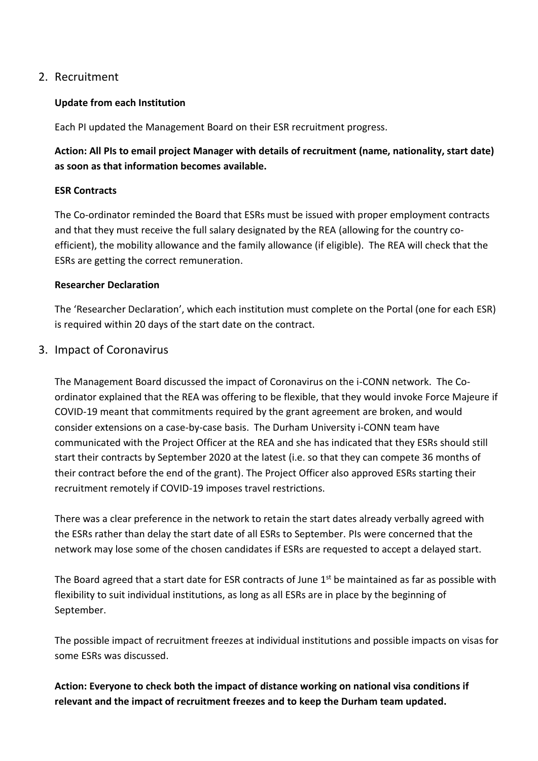## 2. Recruitment

**Update from each Institution**

Each PI updated the Management Board on their ESR recruitment progress.

**Action: All PIs to email project Manager with details of recruitment (name, nationality, start date) as soon as that information becomes available.**

**ESR Contracts**

The Co-ordinator reminded the Board that ESRs must be issued with proper employment contracts and that they must receive the full salary designated by the REA (allowing for the country co-efficient), the mobility allowance and the family allowance (if eligible). The REA will check that the ESRs are getting the correct remuneration.

**Researcher Declaration**

The 'Researcher Declaration', which each institution must complete on the Portal (one for each ESR) is required within 20 days of the start date on the contract.

## 3. Impact of Coronavirus

The Management Board discussed the impact of Coronavirus on the i-CONN network. The Co-ordinator explained that the REA was offering to be flexible, that they would invoke Force Majeure if COVID-19 meant that commitments required by the grant agreement are broken, and would consider extensions on a case-by-case basis. The Durham University i-CONN team have communicated with the Project Officer at the REA and she has indicated that they ESRs should still start their contracts by September 2020 at the latest (i.e. so that they can compete 36 months of their contract before the end of the grant). The Project Officer also approved ESRs starting their recruitment remotely if COVID-19 imposes travel restrictions.

There was a clear preference in the network to retain the start dates already verbally agreed with the ESRs rather than delay the start date of all ESRs to September. PIs were concerned that the network may lose some of the chosen candidates if ESRs are requested to accept a delayed start.

The Board agreed that a start date for ESR contracts of June 1st be maintained as far as possible with flexibility to suit individual institutions, as long as all ESRs are in place by the beginning of September.

The possible impact of recruitment freezes at individual institutions and possible impacts on visas for some ESRs was discussed.

**Action: Everyone to check both the impact of distance working on national visa conditions if relevant and the impact of recruitment freezes and to keep the Durham team updated.**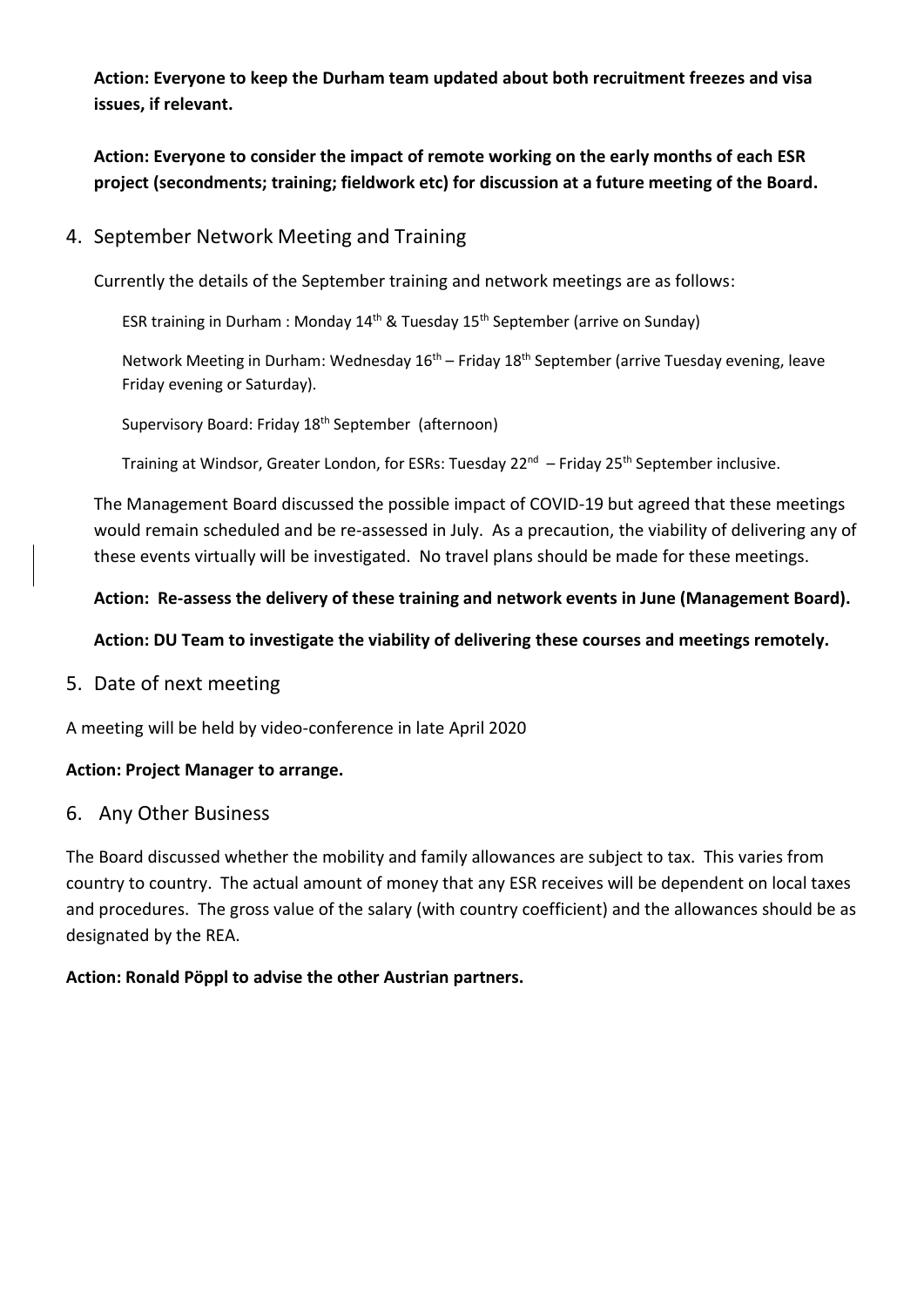**Action: Everyone to keep the Durham team updated about both recruitment freezes and visa issues, if relevant.**

**Action: Everyone to consider the impact of remote working on the early months of each ESR project (secondments; training; fieldwork etc) for discussion at a future meeting of the Board.**

## 4. September Network Meeting and Training

Currently the details of the September training and network meetings are as follows:

ESR training in Durham : Monday 14th & Tuesday 15th September (arrive on Sunday)

Network Meeting in Durham: Wednesday 16th – Friday 18th September (arrive Tuesday evening, leave Friday evening or Saturday).

Supervisory Board: Friday 18th September (afternoon)

Training at Windsor, Greater London, for ESRs: Tuesday 22nd – Friday 25th September inclusive.

The Management Board discussed the possible impact of COVID-19 but agreed that these meetings would remain scheduled and be re-assessed in July. As a precaution, the viability of delivering any of these events virtually will be investigated. No travel plans should be made for these meetings.

**Action: Re-assess the delivery of these training and network events in June (Management Board).**

**Action: DU Team to investigate the viability of delivering these courses and meetings remotely.**

## 5. Date of next meeting

A meeting will be held by video-conference in late April 2020

**Action: Project Manager to arrange.**

## 6. Any Other Business

The Board discussed whether the mobility and family allowances are subject to tax. This varies from country to country. The actual amount of money that any ESR receives will be dependent on local taxes and procedures. The gross value of the salary (with country coefficient) and the allowances should be as designated by the REA.

**Action: Ronald Pöppl to advise the other Austrian partners.**